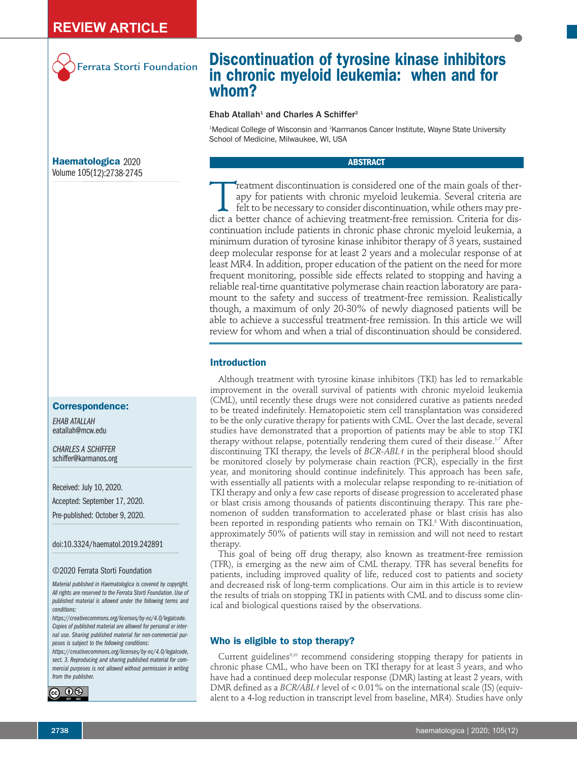REVIEW ARTICLE

Ferrata Storti Foundation

**Haematologica** 2020
Volume 105(12):2738-2745

# Discontinuation of tyrosine kinase inhibitors in chronic myeloid leukemia: when and for whom?

**Ehab Atallah[1] and Charles A Schiffer[2]**

[1]Medical College of Wisconsin and [2]Karmanos Cancer Institute, Wayne State University School of Medicine, Milwaukee, WI, USA

## ABSTRACT

Treatment discontinuation is considered one of the main goals of therapy for patients with chronic myeloid leukemia. Several criteria are felt to be necessary to consider discontinuation, while others may predict a better chance of achieving treatment-free remission. Criteria for discontinuation include patients in chronic phase chronic myeloid leukemia, a minimum duration of tyrosine kinase inhibitor therapy of 3 years, sustained deep molecular response for at least 2 years and a molecular response of at least MR4. In addition, proper education of the patient on the need for more frequent monitoring, possible side effects related to stopping and having a reliable real-time quantitative polymerase chain reaction laboratory are paramount to the safety and success of treatment-free remission. Realistically though, a maximum of only 20-30% of newly diagnosed patients will be able to achieve a successful treatment-free remission. In this article we will review for whom and when a trial of discontinuation should be considered.

**Correspondence:**

*EHAB ATALLAH*
eatallah@mcw.edu

*CHARLES A SCHIFFER*
schiffer@karmanos.org

Received: July 10, 2020.

Accepted: September 17, 2020.

Pre-published: October 9, 2020.

doi:10.3324/haematol.2019.242891

©2020 Ferrata Storti Foundation

*Material published in Haematologica is covered by copyright. All rights are reserved to the Ferrata Storti Foundation. Use of published material is allowed under the following terms and conditions:*
*https://creativecommons.org/licenses/by-nc/4.0/legalcode. Copies of published material are allowed for personal or internal use. Sharing published material for non-commercial purposes is subject to the following conditions:*
*https://creativecommons.org/licenses/by-nc/4.0/legalcode, sect. 3. Reproducing and sharing published material for commercial purposes is not allowed without permission in writing from the publisher.*

## Introduction

Although treatment with tyrosine kinase inhibitors (TKI) has led to remarkable improvement in the overall survival of patients with chronic myeloid leukemia (CML), until recently these drugs were not considered curative as patients needed to be treated indefinitely. Hematopoietic stem cell transplantation was considered to be the only curative therapy for patients with CML. Over the last decade, several studies have demonstrated that a proportion of patients may be able to stop TKI therapy without relapse, potentially rendering them cured of their disease.[1-7] After discontinuing TKI therapy, the levels of *BCR-ABL1* in the peripheral blood should be monitored closely by polymerase chain reaction (PCR), especially in the first year, and monitoring should continue indefinitely. This approach has been safe, with essentially all patients with a molecular relapse responding to re-initiation of TKI therapy and only a few case reports of disease progression to accelerated phase or blast crisis among thousands of patients discontinuing therapy. This rare phenomenon of sudden transformation to accelerated phase or blast crisis has also been reported in responding patients who remain on TKI.[8] With discontinuation, approximately 50% of patients will stay in remission and will not need to restart therapy.

This goal of being off drug therapy, also known as treatment-free remission (TFR), is emerging as the new aim of CML therapy. TFR has several benefits for patients, including improved quality of life, reduced cost to patients and society and decreased risk of long-term complications. Our aim in this article is to review the results of trials on stopping TKI in patients with CML and to discuss some clinical and biological questions raised by the observations.

## Who is eligible to stop therapy?

Current guidelines[9,10] recommend considering stopping therapy for patients in chronic phase CML, who have been on TKI therapy for at least 3 years, and who have had a continued deep molecular response (DMR) lasting at least 2 years, with DMR defined as a *BCR/ABL1* level of < 0.01% on the international scale (IS) (equivalent to a 4-log reduction in transcript level from baseline, MR4). Studies have only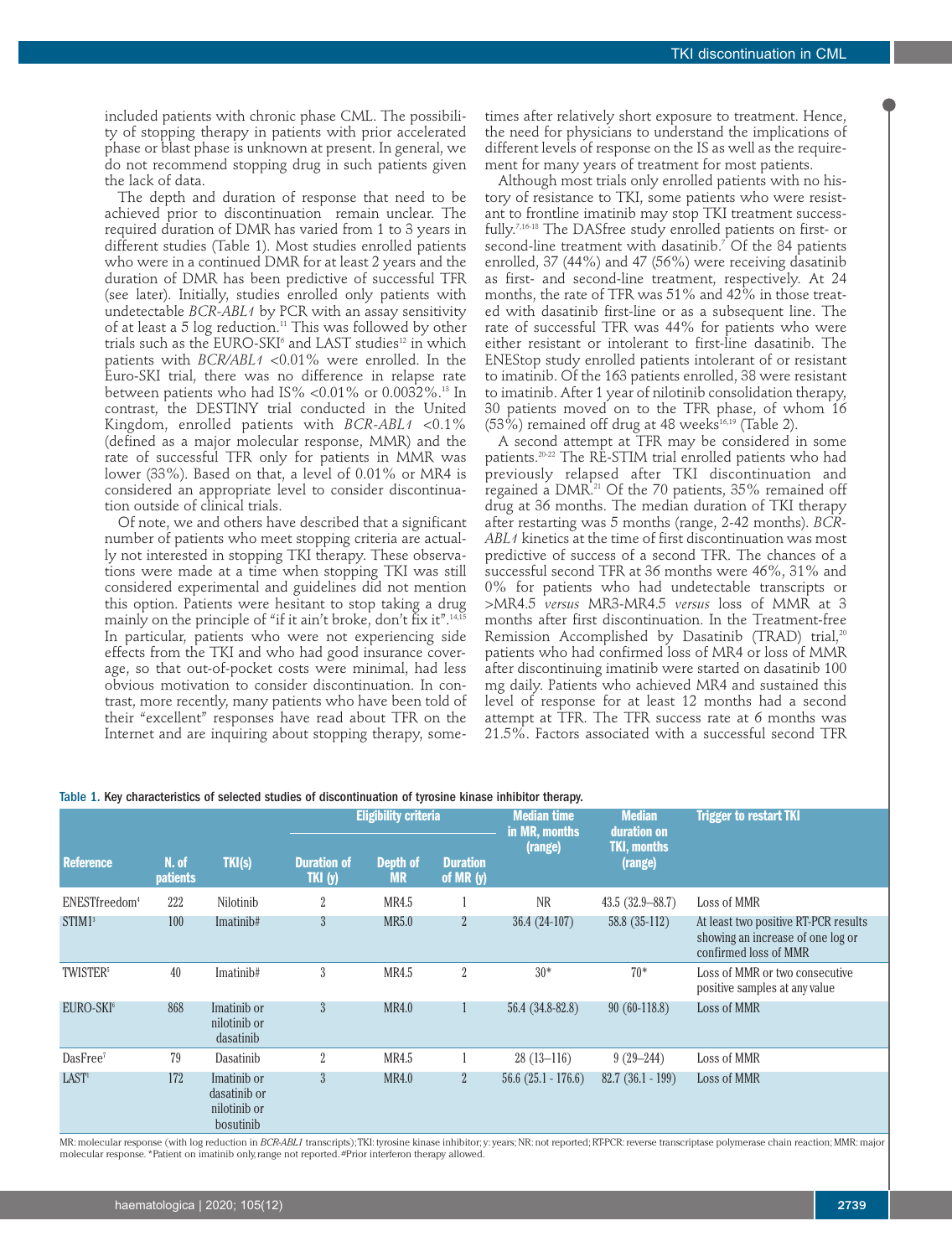included patients with chronic phase CML. The possibility of stopping therapy in patients with prior accelerated phase or blast phase is unknown at present. In general, we do not recommend stopping drug in such patients given the lack of data.

The depth and duration of response that need to be achieved prior to discontinuation remain unclear. The required duration of DMR has varied from 1 to 3 years in different studies (Table 1). Most studies enrolled patients who were in a continued DMR for at least 2 years and the duration of DMR has been predictive of successful TFR (see later). Initially, studies enrolled only patients with undetectable *BCR-ABL1* by PCR with an assay sensitivity of at least a 5 log reduction.[11] This was followed by other trials such as the EURO-SKI[6] and LAST studies[12] in which patients with *BCR/ABL1* <0.01% were enrolled. In the Euro-SKI trial, there was no difference in relapse rate between patients who had IS% <0.01% or 0.0032%.[13] In contrast, the DESTINY trial conducted in the United Kingdom, enrolled patients with *BCR-ABL1* <0.1% (defined as a major molecular response, MMR) and the rate of successful TFR only for patients in MMR was lower (33%). Based on that, a level of 0.01% or MR4 is considered an appropriate level to consider discontinuation outside of clinical trials.

Of note, we and others have described that a significant number of patients who meet stopping criteria are actually not interested in stopping TKI therapy. These observations were made at a time when stopping TKI was still considered experimental and guidelines did not mention this option. Patients were hesitant to stop taking a drug mainly on the principle of "if it ain't broke, don't fix it".[14,15] In particular, patients who were not experiencing side effects from the TKI and who had good insurance coverage, so that out-of-pocket costs were minimal, had less obvious motivation to consider discontinuation. In contrast, more recently, many patients who have been told of their "excellent" responses have read about TFR on the Internet and are inquiring about stopping therapy, sometimes after relatively short exposure to treatment. Hence, the need for physicians to understand the implications of different levels of response on the IS as well as the requirement for many years of treatment for most patients.

Although most trials only enrolled patients with no history of resistance to TKI, some patients who were resistant to frontline imatinib may stop TKI treatment successfully.[7,16-18] The DASfree study enrolled patients on first- or second-line treatment with dasatinib.[7] Of the 84 patients enrolled, 37 (44%) and 47 (56%) were receiving dasatinib as first- and second-line treatment, respectively. At 24 months, the rate of TFR was 51% and 42% in those treated with dasatinib first-line or as a subsequent line. The rate of successful TFR was 44% for patients who were either resistant or intolerant to first-line dasatinib. The ENEStop study enrolled patients intolerant of or resistant to imatinib. Of the 163 patients enrolled, 38 were resistant to imatinib. After 1 year of nilotinib consolidation therapy, 30 patients moved on to the TFR phase, of whom 16 (53%) remained off drug at 48 weeks[16,19] (Table 2).

A second attempt at TFR may be considered in some patients.[20-22] The RE-STIM trial enrolled patients who had previously relapsed after TKI discontinuation and regained a DMR.[21] Of the 70 patients, 35% remained off drug at 36 months. The median duration of TKI therapy after restarting was 5 months (range, 2-42 months). *BCR-ABL1* kinetics at the time of first discontinuation was most predictive of success of a second TFR. The chances of a successful second TFR at 36 months were 46%, 31% and 0% for patients who had undetectable transcripts or >MR4.5 *versus* MR3-MR4.5 *versus* loss of MMR at 3 months after first discontinuation. In the Treatment-free Remission Accomplished by Dasatinib (TRAD) trial,[20] patients who had confirmed loss of MR4 or loss of MMR after discontinuing imatinib were started on dasatinib 100 mg daily. Patients who achieved MR4 and sustained this level of response for at least 12 months had a second attempt at TFR. The TFR success rate at 6 months was 21.5%. Factors associated with a successful second TFR

**Table 1.** Key characteristics of selected studies of discontinuation of tyrosine kinase inhibitor therapy.

| Reference | N. of patients | TKI(s) | Eligibility criteria | | | Median time in MR, months (range) | Median duration on TKI, months (range) | Trigger to restart TKI |
|---|---|---|---|---|---|---|---|---|
| | | | Duration of TKI (y) | Depth of MR | Duration of MR (y) | | | |
| ENESTfreedom[4] | 222 | Nilotinib | 2 | MR4.5 | 1 | NR | 43.5 (32.9–88.7) | Loss of MMR |
| STIM1[3] | 100 | Imatinib# | 3 | MR5.0 | 2 | 36.4 (24-107) | 58.8 (35-112) | At least two positive RT-PCR results showing an increase of one log or confirmed loss of MMR |
| TWISTER[5] | 40 | Imatinib# | 3 | MR4.5 | 2 | 30* | 70* | Loss of MMR or two consecutive positive samples at any value |
| EURO-SKI[6] | 868 | Imatinib or nilotinib or dasatinib | 3 | MR4.0 | 1 | 56.4 (34.8-82.8) | 90 (60-118.8) | Loss of MMR |
| DasFree[7] | 79 | Dasatinib | 2 | MR4.5 | 1 | 28 (13–116) | 9 (29–244) | Loss of MMR |
| LAST[8] | 172 | Imatinib or dasatinib or nilotinib or bosutinib | 3 | MR4.0 | 2 | 56.6 (25.1 - 176.6) | 82.7 (36.1 - 199) | Loss of MMR |

MR: molecular response (with log reduction in *BCR-ABL1* transcripts); TKI: tyrosine kinase inhibitor; y: years; NR: not reported; RT-PCR: reverse transcriptase polymerase chain reaction; MMR: major molecular response. *Patient on imatinib only, range not reported. #Prior interferon therapy allowed.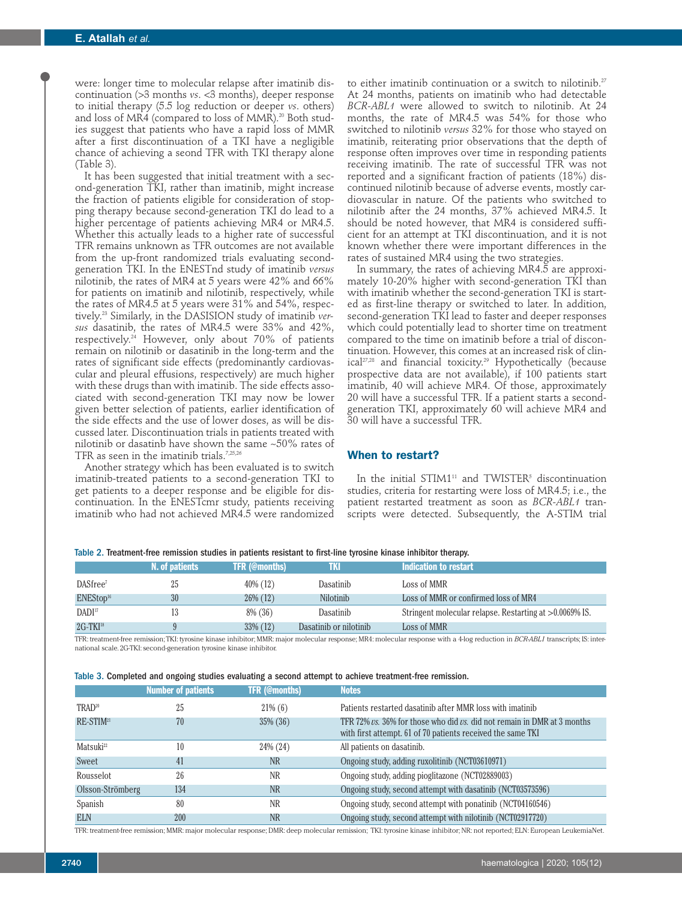were: longer time to molecular relapse after imatinib discontinuation (>3 months *vs*. <3 months), deeper response to initial therapy (5.5 log reduction or deeper *vs*. others) and loss of MR4 (compared to loss of MMR).[20] Both studies suggest that patients who have a rapid loss of MMR after a first discontinuation of a TKI have a negligible chance of achieving a seond TFR with TKI therapy alone (Table 3).

It has been suggested that initial treatment with a second-generation TKI, rather than imatinib, might increase the fraction of patients eligible for consideration of stopping therapy because second-generation TKI do lead to a higher percentage of patients achieving MR4 or MR4.5. Whether this actually leads to a higher rate of successful TFR remains unknown as TFR outcomes are not available from the up-front randomized trials evaluating second-generation TKI. In the ENESTnd study of imatinib *versus* nilotinib, the rates of MR4 at 5 years were 42% and 66% for patients on imatinib and nilotinib, respectively, while the rates of MR4.5 at 5 years were 31% and 54%, respectively.[23] Similarly, in the DASISION study of imatinib *versus* dasatinib, the rates of MR4.5 were 33% and 42%, respectively.[24] However, only about 70% of patients remain on nilotinib or dasatinib in the long-term and the rates of significant side effects (predominantly cardiovascular and pleural effusions, respectively) are much higher with these drugs than with imatinib. The side effects associated with second-generation TKI may now be lower given better selection of patients, earlier identification of the side effects and the use of lower doses, as will be discussed later. Discontinuation trials in patients treated with nilotinib or dasatinb have shown the same ~50% rates of TFR as seen in the imatinib trials.[7,25,26]

Another strategy which has been evaluated is to switch imatinib-treated patients to a second-generation TKI to get patients to a deeper response and be eligible for discontinuation. In the ENESTcmr study, patients receiving imatinib who had not achieved MR4.5 were randomized to either imatinib continuation or a switch to nilotinib.[27] At 24 months, patients on imatinib who had detectable *BCR-ABL1* were allowed to switch to nilotinib. At 24 months, the rate of MR4.5 was 54% for those who switched to nilotinib *versus* 32% for those who stayed on imatinib, reiterating prior observations that the depth of response often improves over time in responding patients receiving imatinib. The rate of successful TFR was not reported and a significant fraction of patients (18%) discontinued nilotinib because of adverse events, mostly cardiovascular in nature. Of the patients who switched to nilotinib after the 24 months, 37% achieved MR4.5. It should be noted however, that MR4 is considered sufficient for an attempt at TKI discontinuation, and it is not known whether there were important differences in the rates of sustained MR4 using the two strategies.

In summary, the rates of achieving MR4.5 are approximately 10-20% higher with second-generation TKI than with imatinib whether the second-generation TKI is started as first-line therapy or switched to later. In addition, second-generation TKI lead to faster and deeper responses which could potentially lead to shorter time on treatment compared to the time on imatinib before a trial of discontinuation. However, this comes at an increased risk of clinical[27,28] and financial toxicity.[29] Hypothetically (because prospective data are not available), if 100 patients start imatinib, 40 will achieve MR4. Of those, approximately 20 will have a successful TFR. If a patient starts a second-generation TKI, approximately 60 will achieve MR4 and 30 will have a successful TFR.

## When to restart?

In the initial STIM1[11] and TWISTER[5] discontinuation studies, criteria for restarting were loss of MR4.5; i.e., the patient restarted treatment as soon as *BCR-ABL1* transcripts were detected. Subsequently, the A-STIM trial

Table 2. Treatment-free remission studies in patients resistant to first-line tyrosine kinase inhibitor therapy.

| | N. of patients | TFR (@months) | TKI | Indication to restart |
|---|---|---|---|---|
| DASfree[7] | 25 | 40% (12) | Dasatinib | Loss of MMR |
| ENEStop[16] | 30 | 26% (12) | Nilotinib | Loss of MMR or confirmed loss of MR4 |
| DADI[17] | 13 | 8% (36) | Dasatinib | Stringent molecular relapse. Restarting at >0.0069% IS. |
| 2G-TKI[18] | 9 | 33% (12) | Dasatinib or nilotinib | Loss of MMR |

TFR: treatment-free remission; TKI: tyrosine kinase inhibitor; MMR: major molecular response; MR4: molecular response with a 4-log reduction in *BCR-ABL1* transcripts; IS: international scale. 2G-TKI: second-generation tyrosine kinase inhibitor.

Table 3. Completed and ongoing studies evaluating a second attempt to achieve treatment-free remission.

| | Number of patients | TFR (@months) | Notes |
|---|---|---|---|
| TRAD[20] | 25 | 21% (6) | Patients restarted dasatinib after MMR loss with imatinib |
| RE-STIM[21] | 70 | 35% (36) | TFR 72% *vs.* 36% for those who did *vs.* did not remain in DMR at 3 months with first attempt. 61 of 70 patients received the same TKI |
| Matsuki[22] | 10 | 24% (24) | All patients on dasatinib. |
| Sweet | 41 | NR | Ongoing study, adding ruxolitinib (NCT03610971) |
| Rousselot | 26 | NR | Ongoing study, adding pioglitazone (NCT02889003) |
| Olsson-Strömberg | 134 | NR | Ongoing study, second attempt with dasatinib (NCT03573596) |
| Spanish | 80 | NR | Ongoing study, second attempt with ponatinib (NCT04160546) |
| ELN | 200 | NR | Ongoing study, second attempt with nilotinib (NCT02917720) |

TFR: treatment-free remission; MMR: major molecular response; DMR: deep molecular remission; TKI: tyrosine kinase inhibitor; NR: not reported; ELN: European LeukemiaNet.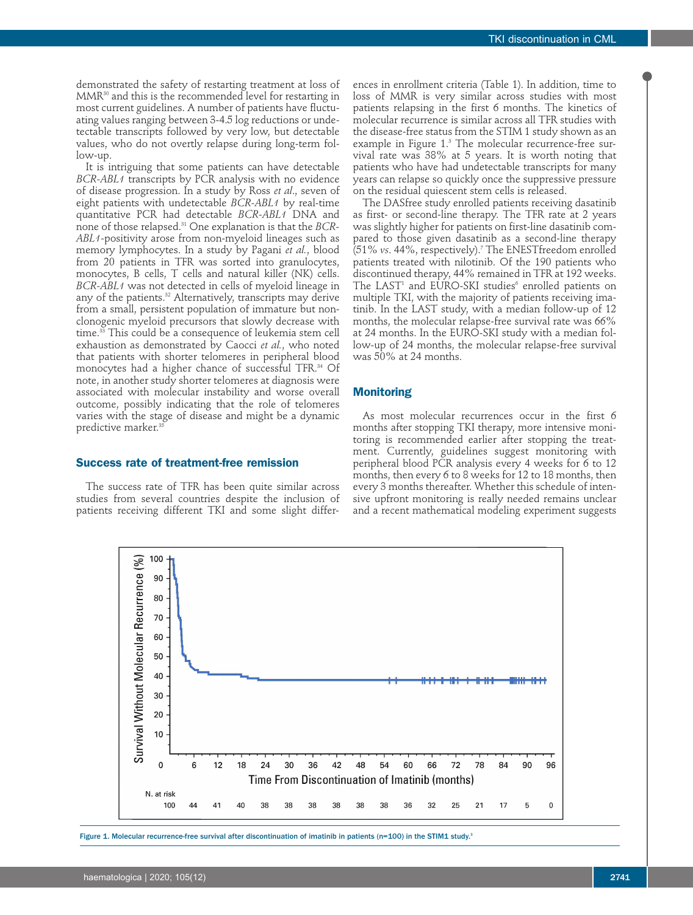demonstrated the safety of restarting treatment at loss of MMR[30] and this is the recommended level for restarting in most current guidelines. A number of patients have fluctuating values ranging between 3-4.5 log reductions or undetectable transcripts followed by very low, but detectable values, who do not overtly relapse during long-term follow-up.

It is intriguing that some patients can have detectable *BCR-ABL1* transcripts by PCR analysis with no evidence of disease progression. In a study by Ross *et al*., seven of eight patients with undetectable *BCR-ABL1* by real-time quantitative PCR had detectable *BCR-ABL1* DNA and none of those relapsed.[31] One explanation is that the *BCR-ABL1*-positivity arose from non-myeloid lineages such as memory lymphocytes. In a study by Pagani *et al*., blood from 20 patients in TFR was sorted into granulocytes, monocytes, B cells, T cells and natural killer (NK) cells. *BCR-ABL1* was not detected in cells of myeloid lineage in any of the patients.[32] Alternatively, transcripts may derive from a small, persistent population of immature but non-clonogenic myeloid precursors that slowly decrease with time.[33] This could be a consequence of leukemia stem cell exhaustion as demonstrated by Caocci *et al*., who noted that patients with shorter telomeres in peripheral blood monocytes had a higher chance of successful TFR.[34] Of note, in another study shorter telomeres at diagnosis were associated with molecular instability and worse overall outcome, possibly indicating that the role of telomeres varies with the stage of disease and might be a dynamic predictive marker.[35]

## Success rate of treatment-free remission

The success rate of TFR has been quite similar across studies from several countries despite the inclusion of patients receiving different TKI and some slight differences in enrollment criteria (Table 1). In addition, time to loss of MMR is very similar across studies with most patients relapsing in the first 6 months. The kinetics of molecular recurrence is similar across all TFR studies with the disease-free status from the STIM 1 study shown as an example in Figure 1.[3] The molecular recurrence-free survival rate was 38% at 5 years. It is worth noting that patients who have had undetectable transcripts for many years can relapse so quickly once the suppressive pressure on the residual quiescent stem cells is released.

The DASfree study enrolled patients receiving dasatinib as first- or second-line therapy. The TFR rate at 2 years was slightly higher for patients on first-line dasatinib compared to those given dasatinib as a second-line therapy (51% *vs*. 44%, respectively).[7] The ENESTfreedom enrolled patients treated with nilotinib. Of the 190 patients who discontinued therapy, 44% remained in TFR at 192 weeks. The LAST[1] and EURO-SKI studies[6] enrolled patients on multiple TKI, with the majority of patients receiving imatinib. In the LAST study, with a median follow-up of 12 months, the molecular relapse-free survival rate was 66% at 24 months. In the EURO-SKI study with a median follow-up of 24 months, the molecular relapse-free survival was 50% at 24 months.

## Monitoring

As most molecular recurrences occur in the first 6 months after stopping TKI therapy, more intensive monitoring is recommended earlier after stopping the treatment. Currently, guidelines suggest monitoring with peripheral blood PCR analysis every 4 weeks for 6 to 12 months, then every 6 to 8 weeks for 12 to 18 months, then every 3 months thereafter. Whether this schedule of intensive upfront monitoring is really needed remains unclear and a recent mathematical modeling experiment suggests

Figure 1. Molecular recurrence-free survival after discontinuation of imatinib in patients (n=100) in the STIM1 study.[3]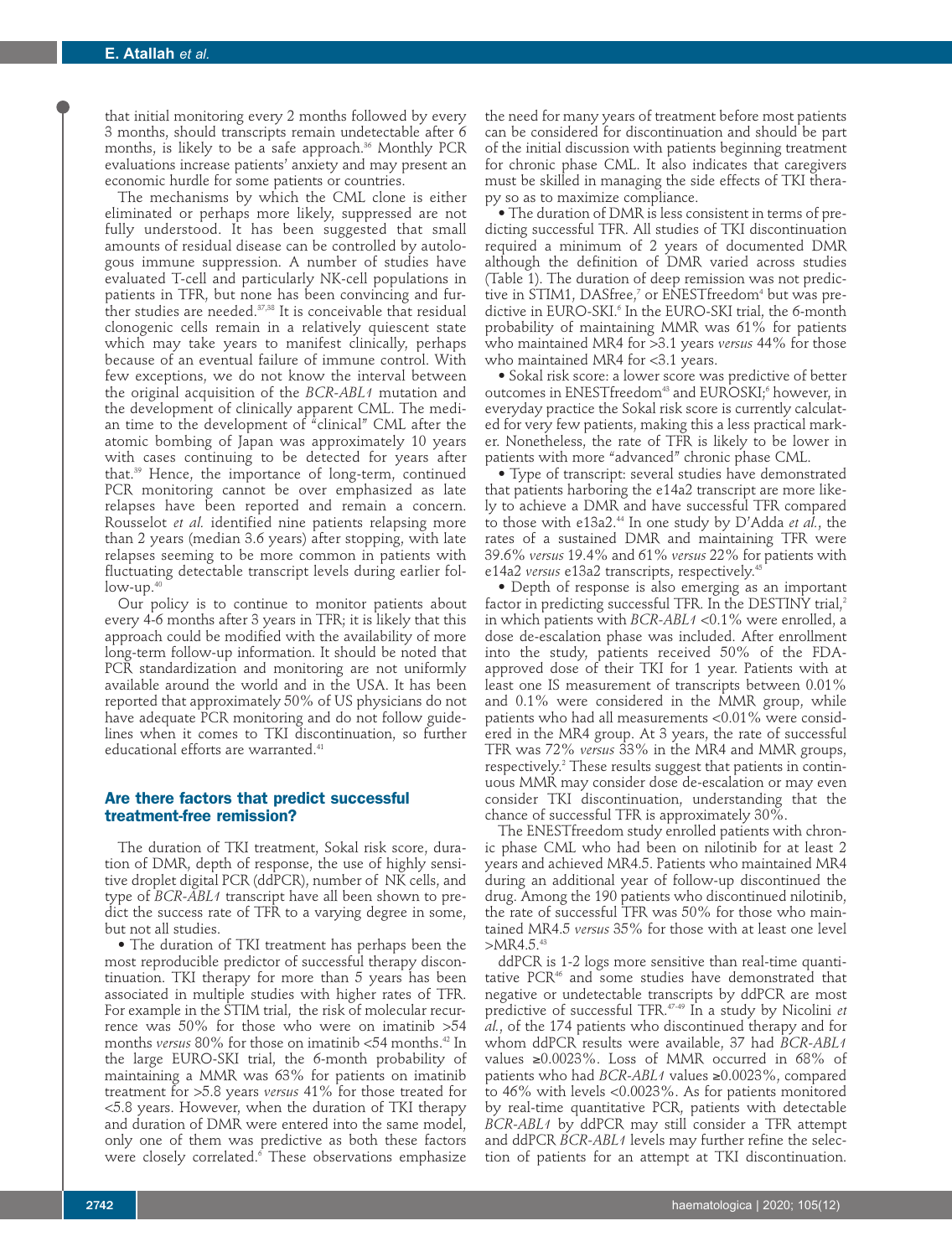that initial monitoring every 2 months followed by every 3 months, should transcripts remain undetectable after 6 months, is likely to be a safe approach.[36] Monthly PCR evaluations increase patients' anxiety and may present an economic hurdle for some patients or countries.

The mechanisms by which the CML clone is either eliminated or perhaps more likely, suppressed are not fully understood. It has been suggested that small amounts of residual disease can be controlled by autologous immune suppression. A number of studies have evaluated T-cell and particularly NK-cell populations in patients in TFR, but none has been convincing and further studies are needed.[37,38] It is conceivable that residual clonogenic cells remain in a relatively quiescent state which may take years to manifest clinically, perhaps because of an eventual failure of immune control. With few exceptions, we do not know the interval between the original acquisition of the *BCR-ABL1* mutation and the development of clinically apparent CML. The median time to the development of "clinical" CML after the atomic bombing of Japan was approximately 10 years with cases continuing to be detected for years after that.[39] Hence, the importance of long-term, continued PCR monitoring cannot be over emphasized as late relapses have been reported and remain a concern. Rousselot *et al.* identified nine patients relapsing more than 2 years (median 3.6 years) after stopping, with late relapses seeming to be more common in patients with fluctuating detectable transcript levels during earlier follow-up.[40]

Our policy is to continue to monitor patients about every 4-6 months after 3 years in TFR; it is likely that this approach could be modified with the availability of more long-term follow-up information. It should be noted that PCR standardization and monitoring are not uniformly available around the world and in the USA. It has been reported that approximately 50% of US physicians do not have adequate PCR monitoring and do not follow guidelines when it comes to TKI discontinuation, so further educational efforts are warranted.[41]

## Are there factors that predict successful treatment-free remission?

The duration of TKI treatment, Sokal risk score, duration of DMR, depth of response, the use of highly sensitive droplet digital PCR (ddPCR), number of NK cells, and type of *BCR-ABL1* transcript have all been shown to predict the success rate of TFR to a varying degree in some, but not all studies.

- The duration of TKI treatment has perhaps been the most reproducible predictor of successful therapy discontinuation. TKI therapy for more than 5 years has been associated in multiple studies with higher rates of TFR. For example in the STIM trial, the risk of molecular recurrence was 50% for those who were on imatinib >54 months *versus* 80% for those on imatinib <54 months.[42] In the large EURO-SKI trial, the 6-month probability of maintaining a MMR was 63% for patients on imatinib treatment for >5.8 years *versus* 41% for those treated for <5.8 years. However, when the duration of TKI therapy and duration of DMR were entered into the same model, only one of them was predictive as both these factors were closely correlated.[6] These observations emphasize the need for many years of treatment before most patients can be considered for discontinuation and should be part of the initial discussion with patients beginning treatment for chronic phase CML. It also indicates that caregivers must be skilled in managing the side effects of TKI therapy so as to maximize compliance.
- The duration of DMR is less consistent in terms of predicting successful TFR. All studies of TKI discontinuation required a minimum of 2 years of documented DMR although the definition of DMR varied across studies (Table 1). The duration of deep remission was not predictive in STIM1, DASfree,[7] or ENESTfreedom[4] but was predictive in EURO-SKI.[6] In the EURO-SKI trial, the 6-month probability of maintaining MMR was 61% for patients who maintained MR4 for >3.1 years *versus* 44% for those who maintained MR4 for <3.1 years.
- Sokal risk score: a lower score was predictive of better outcomes in ENESTfreedom[43] and EUROSKI;[6] however, in everyday practice the Sokal risk score is currently calculated for very few patients, making this a less practical marker. Nonetheless, the rate of TFR is likely to be lower in patients with more "advanced" chronic phase CML.
- Type of transcript: several studies have demonstrated that patients harboring the e14a2 transcript are more likely to achieve a DMR and have successful TFR compared to those with e13a2.[44] In one study by D'Adda *et al.*, the rates of a sustained DMR and maintaining TFR were 39.6% *versus* 19.4% and 61% *versus* 22% for patients with e14a2 *versus* e13a2 transcripts, respectively.[45]
- Depth of response is also emerging as an important factor in predicting successful TFR. In the DESTINY trial,[2] in which patients with *BCR-ABL1* <0.1% were enrolled, a dose de-escalation phase was included. After enrollment into the study, patients received 50% of the FDA-approved dose of their TKI for 1 year. Patients with at least one IS measurement of transcripts between 0.01% and 0.1% were considered in the MMR group, while patients who had all measurements <0.01% were considered in the MR4 group. At 3 years, the rate of successful TFR was 72% *versus* 33% in the MR4 and MMR groups, respectively.[2] These results suggest that patients in continuous MMR may consider dose de-escalation or may even consider TKI discontinuation, understanding that the chance of successful TFR is approximately 30%.

The ENESTfreedom study enrolled patients with chronic phase CML who had been on nilotinib for at least 2 years and achieved MR4.5. Patients who maintained MR4 during an additional year of follow-up discontinued the drug. Among the 190 patients who discontinued nilotinib, the rate of successful TFR was 50% for those who maintained MR4.5 *versus* 35% for those with at least one level >MR4.5.[43]

ddPCR is 1-2 logs more sensitive than real-time quantitative PCR[46] and some studies have demonstrated that negative or undetectable transcripts by ddPCR are most predictive of successful TFR.[47-49] In a study by Nicolini *et al.*, of the 174 patients who discontinued therapy and for whom ddPCR results were available, 37 had *BCR-ABL1* values ≥0.0023%. Loss of MMR occurred in 68% of patients who had *BCR-ABL1* values ≥0.0023%, compared to 46% with levels <0.0023%. As for patients monitored by real-time quantitative PCR, patients with detectable *BCR-ABL1* by ddPCR may still consider a TFR attempt and ddPCR *BCR-ABL1* levels may further refine the selection of patients for an attempt at TKI discontinuation.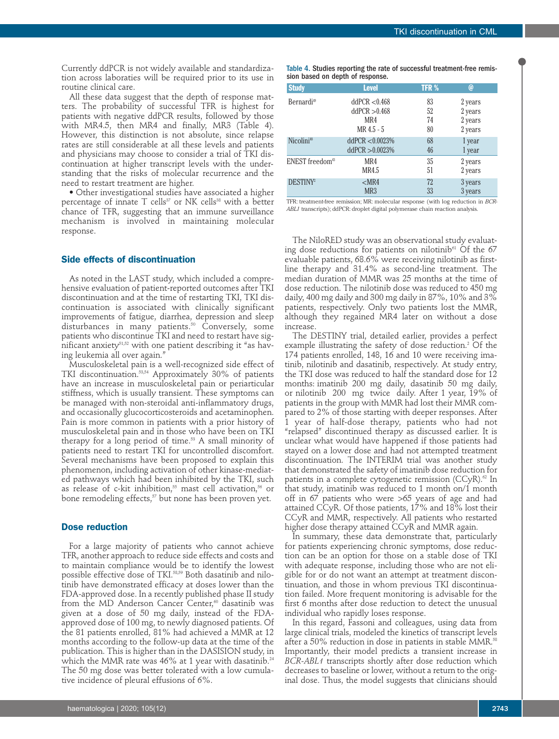Currently ddPCR is not widely available and standardization across laboratories will be required prior to its use in routine clinical care.

All these data suggest that the depth of response matters. The probability of successful TFR is highest for patients with negative ddPCR results, followed by those with MR4.5, then MR4 and finally, MR3 (Table 4). However, this distinction is not absolute, since relapse rates are still considerable at all these levels and patients and physicians may choose to consider a trial of TKI discontinuation at higher transcript levels with the understanding that the risks of molecular recurrence and the need to restart treatment are higher.

- Other investigational studies have associated a higher percentage of innate T cells[37] or NK cells[38] with a better chance of TFR, suggesting that an immune surveillance mechanism is involved in maintaining molecular response.

## Side effects of discontinuation

As noted in the LAST study, which included a comprehensive evaluation of patient-reported outcomes after TKI discontinuation and at the time of restarting TKI, TKI discontinuation is associated with clinically significant improvements of fatigue, diarrhea, depression and sleep disturbances in many patients.[50] Conversely, some patients who discontinue TKI and need to restart have significant anxiety[51,52] with one patient describing it "as having leukemia all over again."

Musculoskeletal pain is a well-recognized side effect of TKI discontinuation.[53,54] Approximately 30% of patients have an increase in musculoskeletal pain or periarticular stiffness, which is usually transient. These symptoms can be managed with non-steroidal anti-inflammatory drugs, and occasionally glucocorticosteroids and acetaminophen. Pain is more common in patients with a prior history of musculoskeletal pain and in those who have been on TKI therapy for a long period of time.[53] A small minority of patients need to restart TKI for uncontrolled discomfort. Several mechanisms have been proposed to explain this phenomenon, including activation of other kinase-mediated pathways which had been inhibited by the TKI, such as release of c-kit inhibition,[55] mast cell activation,[56] or bone remodeling effects,[57] but none has been proven yet.

## Dose reduction

For a large majority of patients who cannot achieve TFR, another approach to reduce side effects and costs and to maintain compliance would be to identify the lowest possible effective dose of TKI.[58,59] Both dasatinib and nilotinib have demonstrated efficacy at doses lower than the FDA-approved dose. In a recently published phase II study from the MD Anderson Cancer Center,[60] dasatinib was given at a dose of 50 mg daily, instead of the FDA-approved dose of 100 mg, to newly diagnosed patients. Of the 81 patients enrolled, 81% had achieved a MMR at 12 months according to the follow-up data at the time of the publication. This is higher than in the DASISION study, in which the MMR rate was 46% at 1 year with dasatinib.[24] The 50 mg dose was better tolerated with a low cumulative incidence of pleural effusions of 6%.

**Table 4. Studies reporting the rate of successful treatment-free remission based on depth of response.**

| Study | Level | TFR % | @ |
|---|---|---|---|
| Bernardi[49] | ddPCR <0.468 | 83 | 2 years |
| | ddPCR >0.468 | 52 | 2 years |
| | MR4 | 74 | 2 years |
| | MR 4.5 - 5 | 80 | 2 years |
| Nicolini[48] | ddPCR <0.0023% | 68 | 1 year |
| | ddPCR >0.0023% | 46 | 1 year |
| ENEST freedom[43] | MR4 | 35 | 2 years |
| | MR4.5 | 51 | 2 years |
| DESTINY[2] | <MR4 | 72 | 3 years |
| | MR3 | 33 | 3 years |

TFR: treatment-free remission; MR: molecular response (with log reduction in *BCR-ABL1* transcripts); ddPCR: droplet digital polymerase chain reaction analysis.

The NiloRED study was an observational study evaluating dose reductions for patients on nilotinib[61] Of the 67 evaluable patients, 68.6% were receiving nilotinib as first-line therapy and 31.4% as second-line treatment. The median duration of MMR was 25 months at the time of dose reduction. The nilotinib dose was reduced to 450 mg daily, 400 mg daily and 300 mg daily in 87%, 10% and 3% patients, respectively. Only two patients lost the MMR, although they regained MR4 later on without a dose increase.

The DESTINY trial, detailed earlier, provides a perfect example illustrating the safety of dose reduction.[2] Of the 174 patients enrolled, 148, 16 and 10 were receiving imatinib, nilotinib and dasatinib, respectively. At study entry, the TKI dose was reduced to half the standard dose for 12 months: imatinib 200 mg daily, dasatinib 50 mg daily, or nilotinib 200 mg twice daily. After 1 year, 19% of patients in the group with MMR had lost their MMR compared to 2% of those starting with deeper responses. After 1 year of half-dose therapy, patients who had not "relapsed" discontinued therapy as discussed earlier. It is unclear what would have happened if those patients had stayed on a lower dose and had not attempted treatment discontinuation. The INTERIM trial was another study that demonstrated the safety of imatinib dose reduction for patients in a complete cytogenetic remission (CCyR).[62] In that study, imatinib was reduced to 1 month on/1 month off in 67 patients who were >65 years of age and had attained CCyR. Of those patients, 17% and 18% lost their CCyR and MMR, respectively. All patients who restarted higher dose therapy attained CCyR and MMR again.

In summary, these data demonstrate that, particularly for patients experiencing chronic symptoms, dose reduction can be an option for those on a stable dose of TKI with adequate response, including those who are not eligible for or do not want an attempt at treatment discontinuation, and those in whom previous TKI discontinuation failed. More frequent monitoring is advisable for the first 6 months after dose reduction to detect the unusual individual who rapidly loses response.

In this regard, Fassoni and colleagues, using data from large clinical trials, modeled the kinetics of transcript levels after a 50% reduction in dose in patients in stable MMR.[58] Importantly, their model predicts a transient increase in *BCR-ABL1* transcripts shortly after dose reduction which decreases to baseline or lower, without a return to the original dose. Thus, the model suggests that clinicians should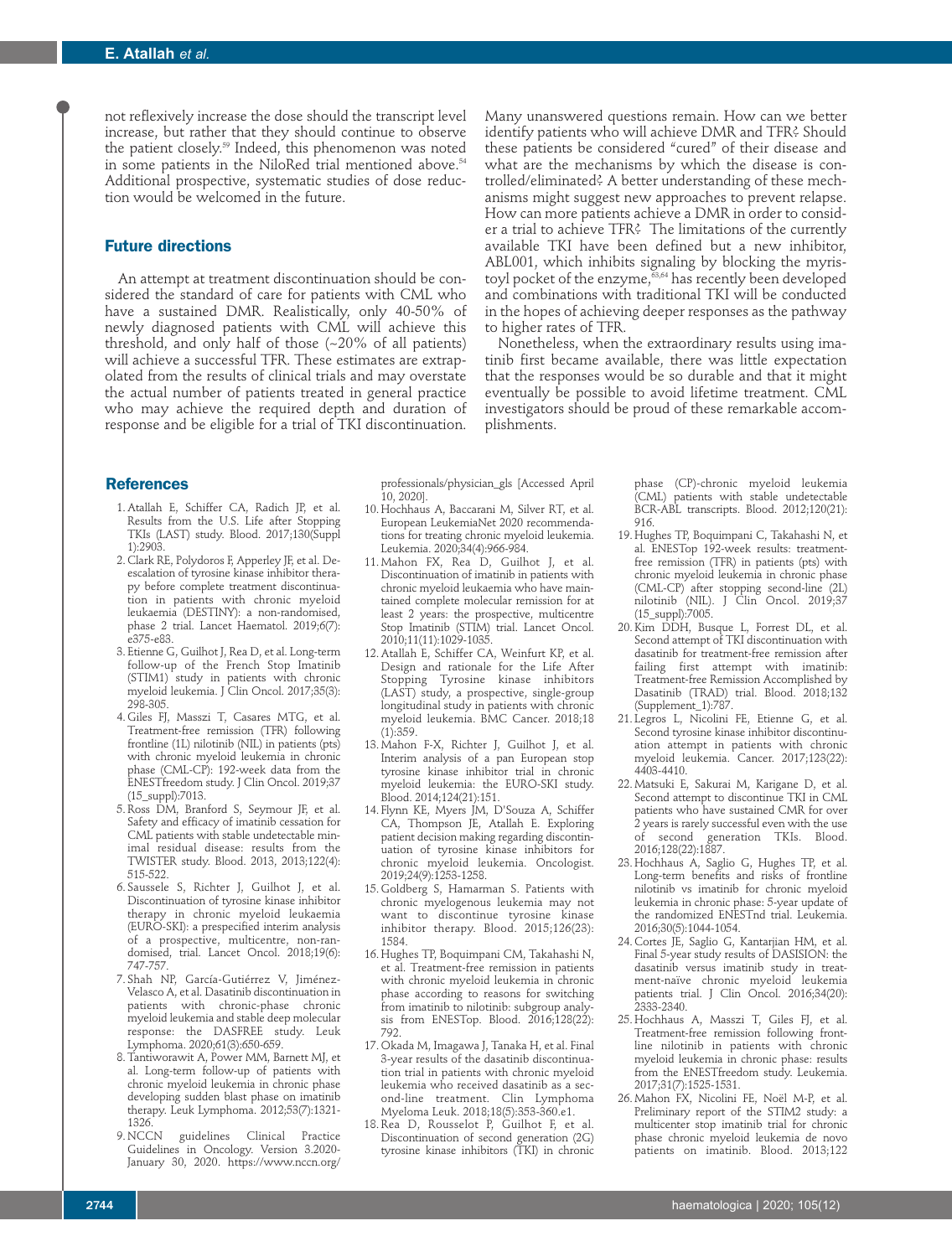not reflexively increase the dose should the transcript level increase, but rather that they should continue to observe the patient closely.[59] Indeed, this phenomenon was noted in some patients in the NiloRed trial mentioned above.[54] Additional prospective, systematic studies of dose reduction would be welcomed in the future.

## Future directions

An attempt at treatment discontinuation should be considered the standard of care for patients with CML who have a sustained DMR. Realistically, only 40-50% of newly diagnosed patients with CML will achieve this threshold, and only half of those (~20% of all patients) will achieve a successful TFR. These estimates are extrapolated from the results of clinical trials and may overstate the actual number of patients treated in general practice who may achieve the required depth and duration of response and be eligible for a trial of TKI discontinuation.

Many unanswered questions remain. How can we better identify patients who will achieve DMR and TFR? Should these patients be considered "cured" of their disease and what are the mechanisms by which the disease is controlled/eliminated? A better understanding of these mechanisms might suggest new approaches to prevent relapse. How can more patients achieve a DMR in order to consider a trial to achieve TFR? The limitations of the currently available TKI have been defined but a new inhibitor, ABL001, which inhibits signaling by blocking the myristoyl pocket of the enzyme,[63,64] has recently been developed and combinations with traditional TKI will be conducted in the hopes of achieving deeper responses as the pathway to higher rates of TFR.

Nonetheless, when the extraordinary results using imatinib first became available, there was little expectation that the responses would be so durable and that it might eventually be possible to avoid lifetime treatment. CML investigators should be proud of these remarkable accomplishments.

## References

1. Atallah E, Schiffer CA, Radich JP, et al. Results from the U.S. Life after Stopping TKIs (LAST) study. Blood. 2017;130(Suppl 1):2903.
2. Clark RE, Polydoros F, Apperley JF, et al. De-escalation of tyrosine kinase inhibitor therapy before complete treatment discontinuation in patients with chronic myeloid leukaemia (DESTINY): a non-randomised, phase 2 trial. Lancet Haematol. 2019;6(7):e375-e83.
3. Etienne G, Guilhot J, Rea D, et al. Long-term follow-up of the French Stop Imatinib (STIM1) study in patients with chronic myeloid leukemia. J Clin Oncol. 2017;35(3):298-305.
4. Giles FJ, Masszi T, Casares MTG, et al. Treatment-free remission (TFR) following frontline (1L) nilotinib (NIL) in patients (pts) with chronic myeloid leukemia in chronic phase (CML-CP): 192-week data from the ENESTfreedom study. J Clin Oncol. 2019;37(15_suppl):7013.
5. Ross DM, Branford S, Seymour JF, et al. Safety and efficacy of imatinib cessation for CML patients with stable undetectable minimal residual disease: results from the TWISTER study. Blood. 2013, 2013;122(4):515-522.
6. Saussele S, Richter J, Guilhot J, et al. Discontinuation of tyrosine kinase inhibitor therapy in chronic myeloid leukaemia (EURO-SKI): a prespecified interim analysis of a prospective, multicentre, non-randomised, trial. Lancet Oncol. 2018;19(6):747-757.
7. Shah NP, García-Gutiérrez V, Jiménez-Velasco A, et al. Dasatinib discontinuation in patients with chronic-phase chronic myeloid leukemia and stable deep molecular response: the DASFREE study. Leuk Lymphoma. 2020;61(3):650-659.
8. Tantiworawit A, Power MM, Barnett MJ, et al. Long-term follow-up of patients with chronic myeloid leukemia in chronic phase developing sudden blast phase on imatinib therapy. Leuk Lymphoma. 2012;53(7):1321-1326.
9. NCCN guidelines Clinical Practice Guidelines in Oncology. Version 3.2020-January 30, 2020. https://www.nccn.org/professionals/physician_gls [Accessed April 10, 2020].
10. Hochhaus A, Baccarani M, Silver RT, et al. European LeukemiaNet 2020 recommendations for treating chronic myeloid leukemia. Leukemia. 2020;34(4):966-984.
11. Mahon FX, Rea D, Guilhot J, et al. Discontinuation of imatinib in patients with chronic myeloid leukaemia who have maintained complete molecular remission for at least 2 years: the prospective, multicentre Stop Imatinib (STIM) trial. Lancet Oncol. 2010;11(11):1029-1035.
12. Atallah E, Schiffer CA, Weinfurt KP, et al. Design and rationale for the Life After Stopping Tyrosine kinase inhibitors (LAST) study, a prospective, single-group longitudinal study in patients with chronic myeloid leukemia. BMC Cancer. 2018;18(1):359.
13. Mahon F-X, Richter J, Guilhot J, et al. Interim analysis of a pan European stop tyrosine kinase inhibitor trial in chronic myeloid leukemia: the EURO-SKI study. Blood. 2014;124(21):151.
14. Flynn KE, Myers JM, D'Souza A, Schiffer CA, Thompson JE, Atallah E. Exploring patient decision making regarding discontinuation of tyrosine kinase inhibitors for chronic myeloid leukemia. Oncologist. 2019;24(9):1253-1258.
15. Goldberg S, Hamarman S. Patients with chronic myelogenous leukemia may not want to discontinue tyrosine kinase inhibitor therapy. Blood. 2015;126(23):1584.
16. Hughes TP, Boquimpani CM, Takahashi N, et al. Treatment-free remission in patients with chronic myeloid leukemia in chronic phase according to reasons for switching from imatinib to nilotinib: subgroup analysis from ENESTop. Blood. 2016;128(22):792.
17. Okada M, Imagawa J, Tanaka H, et al. Final 3-year results of the dasatinib discontinuation trial in patients with chronic myeloid leukemia who received dasatinib as a second-line treatment. Clin Lymphoma Myeloma Leuk. 2018;18(5):353-360.e1.
18. Rea D, Rousselot P, Guilhot F, et al. Discontinuation of second generation (2G) tyrosine kinase inhibitors (TKI) in chronic phase (CP)-chronic myeloid leukemia (CML) patients with stable undetectable BCR-ABL transcripts. Blood. 2012;120(21):916.
19. Hughes TP, Boquimpani C, Takahashi N, et al. ENESTop 192-week results: treatment-free remission (TFR) in patients (pts) with chronic myeloid leukemia in chronic phase (CML-CP) after stopping second-line (2L) nilotinib (NIL). J Clin Oncol. 2019;37(15_suppl):7005.
20. Kim DDH, Busque L, Forrest DL, et al. Second attempt of TKI discontinuation with dasatinib for treatment-free remission after failing first attempt with imatinib: Treatment-free Remission Accomplished by Dasatinib (TRAD) trial. Blood. 2018;132(Supplement_1):787.
21. Legros L, Nicolini FE, Etienne G, et al. Second tyrosine kinase inhibitor discontinuation attempt in patients with chronic myeloid leukemia. Cancer. 2017;123(22):4403-4410.
22. Matsuki E, Sakurai M, Karigane D, et al. Second attempt to discontinue TKI in CML patients who have sustained CMR for over 2 years is rarely successful even with the use of second generation TKIs. Blood. 2016;128(22):1887.
23. Hochhaus A, Saglio G, Hughes TP, et al. Long-term benefits and risks of frontline nilotinib vs imatinib for chronic myeloid leukemia in chronic phase: 5-year update of the randomized ENESTnd trial. Leukemia. 2016;30(5):1044-1054.
24. Cortes JE, Saglio G, Kantarjian HM, et al. Final 5-year study results of DASISION: the dasatinib versus imatinib study in treatment-naïve chronic myeloid leukemia patients trial. J Clin Oncol. 2016;34(20):2333-2340.
25. Hochhaus A, Masszi T, Giles FJ, et al. Treatment-free remission following frontline nilotinib in patients with chronic myeloid leukemia in chronic phase: results from the ENESTfreedom study. Leukemia. 2017;31(7):1525-1531.
26. Mahon FX, Nicolini FE, Noël M-P, et al. Preliminary report of the STIM2 study: a multicenter stop imatinib trial for chronic phase chronic myeloid leukemia de novo patients on imatinib. Blood. 2013;122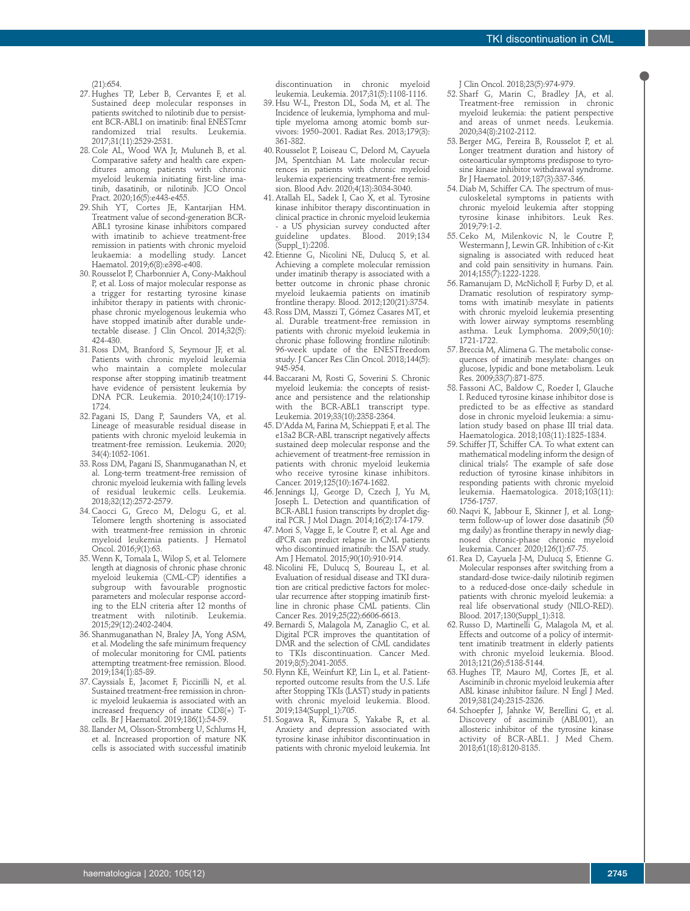(21):654.

27. Hughes TP, Leber B, Cervantes F, et al. Sustained deep molecular responses in patients switched to nilotinib due to persistent BCR-ABL1 on imatinib: final ENESTcmr randomized trial results. Leukemia. 2017;31(11):2529-2531.
28. Cole AL, Wood WA Jr, Muluneh B, et al. Comparative safety and health care expenditures among patients with chronic myeloid leukemia initiating first-line imatinib, dasatinib, or nilotinib. JCO Oncol Pract. 2020;16(5):e443-e455.
29. Shih YT, Cortes JE, Kantarjian HM. Treatment value of second-generation BCR-ABL1 tyrosine kinase inhibitors compared with imatinib to achieve treatment-free remission in patients with chronic myeloid leukaemia: a modelling study. Lancet Haematol. 2019;6(8):e398-e408.
30. Rousselot P, Charbonnier A, Cony-Makhoul P, et al. Loss of major molecular response as a trigger for restarting tyrosine kinase inhibitor therapy in patients with chronic-phase chronic myelogenous leukemia who have stopped imatinib after durable undetectable disease. J Clin Oncol. 2014;32(5):424-430.
31. Ross DM, Branford S, Seymour JF, et al. Patients with chronic myeloid leukemia who maintain a complete molecular response after stopping imatinib treatment have evidence of persistent leukemia by DNA PCR. Leukemia. 2010;24(10):1719-1724.
32. Pagani IS, Dang P, Saunders VA, et al. Lineage of measurable residual disease in patients with chronic myeloid leukemia in treatment-free remission. Leukemia. 2020;34(4):1052-1061.
33. Ross DM, Pagani IS, Shanmuganathan N, et al. Long-term treatment-free remission of chronic myeloid leukemia with falling levels of residual leukemic cells. Leukemia. 2018;32(12):2572-2579.
34. Caocci G, Greco M, Delogu G, et al. Telomere length shortening is associated with treatment-free remission in chronic myeloid leukemia patients. J Hematol Oncol. 2016;9(1):63.
35. Wenn K, Tomala L, Wilop S, et al. Telomere length at diagnosis of chronic phase chronic myeloid leukemia (CML-CP) identifies a subgroup with favourable prognostic parameters and molecular response according to the ELN criteria after 12 months of treatment with nilotinib. Leukemia. 2015;29(12):2402-2404.
36. Shanmuganathan N, Braley JA, Yong ASM, et al. Modeling the safe minimum frequency of molecular monitoring for CML patients attempting treatment-free remission. Blood. 2019;134(1):85-89.
37. Cayssials E, Jacomet F, Piccirilli N, et al. Sustained treatment-free remission in chronic myeloid leukaemia is associated with an increased frequency of innate CD8(+) T-cells. Br J Haematol. 2019;186(1):54-59.
38. Ilander M, Olsson-Stromberg U, Schlums H, et al. Increased proportion of mature NK cells is associated with successful imatinib discontinuation in chronic myeloid leukemia. Leukemia. 2017;31(5):1108-1116.
39. Hsu W-L, Preston DL, Soda M, et al. The Incidence of leukemia, lymphoma and multiple myeloma among atomic bomb survivors: 1950–2001. Radiat Res. 2013;179(3):361-382.
40. Rousselot P, Loiseau C, Delord M, Cayuela JM, Spentchian M. Late molecular recurrences in patients with chronic myeloid leukemia experiencing treatment-free remission. Blood Adv. 2020;4(13):3034-3040.
41. Atallah EL, Sadek I, Cao X, et al. Tyrosine kinase inhibitor therapy discontinuation in clinical practice in chronic myeloid leukemia - a US physician survey conducted after guideline updates. Blood. 2019;134 (Suppl_1):2208.
42. Etienne G, Nicolini NE, Dulucq S, et al. Achieving a complete molecular remission under imatinib therapy is associated with a better outcome in chronic phase chronic myeloid leukaemia patients on imatinib frontline therapy. Blood. 2012;120(21):3754.
43. Ross DM, Masszi T, Gómez Casares MT, et al. Durable treatment-free remission in patients with chronic myeloid leukemia in chronic phase following frontline nilotinib: 96-week update of the ENESTfreedom study. J Cancer Res Clin Oncol. 2018;144(5):945-954.
44. Baccarani M, Rosti G, Soverini S. Chronic myeloid leukemia: the concepts of resistance and persistence and the relationship with the BCR-ABL1 transcript type. Leukemia. 2019;33(10):2358-2364.
45. D'Adda M, Farina M, Schieppati F, et al. The e13a2 BCR-ABL transcript negatively affects sustained deep molecular response and the achievement of treatment-free remission in patients with chronic myeloid leukemia who receive tyrosine kinase inhibitors. Cancer. 2019;125(10):1674-1682.
46. Jennings LJ, George D, Czech J, Yu M, Joseph L. Detection and quantification of BCR-ABL1 fusion transcripts by droplet digital PCR. J Mol Diagn. 2014;16(2):174-179.
47. Mori S, Vagge E, le Coutre P, et al. Age and dPCR can predict relapse in CML patients who discontinued imatinib: the ISAV study. Am J Hematol. 2015;90(10):910-914.
48. Nicolini FE, Dulucq S, Boureau L, et al. Evaluation of residual disease and TKI duration are critical predictive factors for molecular recurrence after stopping imatinib first-line in chronic phase CML patients. Clin Cancer Res. 2019;25(22):6606-6613.
49. Bernardi S, Malagola M, Zanaglio C, et al. Digital PCR improves the quantitation of DMR and the selection of CML candidates to TKIs discontinuation. Cancer Med. 2019;8(5):2041-2055.
50. Flynn KE, Weinfurt KP, Lin L, et al. Patient-reported outcome results from the U.S. Life after Stopping TKIs (LAST) study in patients with chronic myeloid leukemia. Blood. 2019;134(Suppl_1):705.
51. Sogawa R, Kimura S, Yakabe R, et al. Anxiety and depression associated with tyrosine kinase inhibitor discontinuation in patients with chronic myeloid leukemia. Int J Clin Oncol. 2018;23(5):974-979.
52. Sharf G, Marin C, Bradley JA, et al. Treatment-free remission in chronic myeloid leukemia: the patient perspective and areas of unmet needs. Leukemia. 2020;34(8):2102-2112.
53. Berger MG, Pereira B, Rousselot P, et al. Longer treatment duration and history of osteoarticular symptoms predispose to tyrosine kinase inhibitor withdrawal syndrome. Br J Haematol. 2019;187(3):337-346.
54. Diab M, Schiffer CA. The spectrum of musculoskeletal symptoms in patients with chronic myeloid leukemia after stopping tyrosine kinase inhibitors. Leuk Res. 2019;79:1-2.
55. Ceko M, Milenkovic N, le Coutre P, Westermann J, Lewin GR. Inhibition of c-Kit signaling is associated with reduced heat and cold pain sensitivity in humans. Pain. 2014;155(7):1222-1228.
56. Ramanujam D, McNicholl F, Furby D, et al. Dramatic resolution of respiratory symptoms with imatinib mesylate in patients with chronic myeloid leukemia presenting with lower airway symptoms resembling asthma. Leuk Lymphoma. 2009;50(10):1721-1722.
57. Breccia M, Alimena G. The metabolic consequences of imatinib mesylate: changes on glucose, lypidic and bone metabolism. Leuk Res. 2009;33(7):871-875.
58. Fassoni AC, Baldow C, Roeder I, Glauche I. Reduced tyrosine kinase inhibitor dose is predicted to be as effective as standard dose in chronic myeloid leukemia: a simulation study based on phase III trial data. Haematologica. 2018;103(11):1825-1834.
59. Schiffer JT, Schiffer CA. To what extent can mathematical modeling inform the design of clinical trials? The example of safe dose reduction of tyrosine kinase inhibitors in responding patients with chronic myeloid leukemia. Haematologica. 2018;103(11):1756-1757.
60. Naqvi K, Jabbour E, Skinner J, et al. Long-term follow-up of lower dose dasatinib (50 mg daily) as frontline therapy in newly diagnosed chronic-phase chronic myeloid leukemia. Cancer. 2020;126(1):67-75.
61. Rea D, Cayuela J-M, Dulucq S, Etienne G. Molecular responses after switching from a standard-dose twice-daily nilotinib regimen to a reduced-dose once-daily schedule in patients with chronic myeloid leukemia: a real life observational study (NILO-RED). Blood. 2017;130(Suppl_1):318.
62. Russo D, Martinelli G, Malagola M, et al. Effects and outcome of a policy of intermittent imatinib treatment in elderly patients with chronic myeloid leukemia. Blood. 2013;121(26):5138-5144.
63. Hughes TP, Mauro MJ, Cortes JE, et al. Asciminib in chronic myeloid leukemia after ABL kinase inhibitor failure. N Engl J Med. 2019;381(24):2315-2326.
64. Schoepfer J, Jahnke W, Berellini G, et al. Discovery of asciminib (ABL001), an allosteric inhibitor of the tyrosine kinase activity of BCR-ABL1. J Med Chem. 2018;61(18):8120-8135.